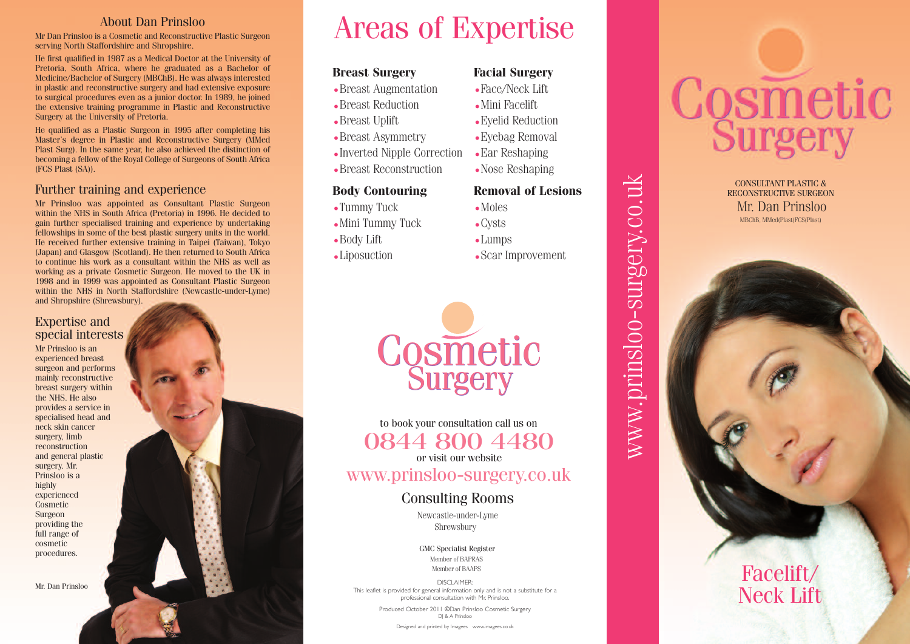## About Dan Prinsloo

Mr Dan Prinsloo is a Cosmetic and Reconstructive Plastic Surgeon serving North Staffordshire and Shropshire.

He first qualified in 1987 as a Medical Doctor at the University of Pretoria, South Africa, where he graduated as a Bachelor of Medicine/Bachelor of Surgery (MBChB). He was always interested in plastic and reconstructive surgery and had extensive exposure to surgical procedures even as a junior doctor. In 1989, he joined the extensive training programme in Plastic and Reconstructive Surgery at the University of Pretoria.

He qualified as a Plastic Surgeon in 1995 after completing his Master's degree in Plastic and Reconstructive Surgery (MMed Plast Surg). In the same year, he also achieved the distinction of becoming a fellow of the Royal College of Surgeons of South Africa (FCS Plast (SA)).

## Further training and experience

Mr Prinsloo was appointed as Consultant Plastic Surgeon within the NHS in South Africa (Pretoria) in 1996. He decided to gain further specialised training and experience by undertaking fellowships in some of the best plastic surgery units in the world. He received further extensive training in Taipei (Taiwan), Tokyo (Japan) and Glasgow (Scotland). He then returned to South Africa to continue his work as a consultant within the NHS as well as working as a private Cosmetic Surgeon. He moved to the UK in 1998 and in 1999 was appointed as Consultant Plastic Surgeon within the NHS in North Staffordshire (Newcastle-under-Lyme) and Shropshire (Shrewsbury).

## Expertise and special interests

Mr Prinsloo is an experienced breast surgeon and performs mainly reconstructive breast surgery within the NHS. He also provides a service in specialised head and neck skin cancer surgery, limb reconstruction and general plastic surgery. Mr. Prinsloo is a highly experienced Cosmetic Surgeon providing the full range of cosmetic procedures.

Mr. Dan Prinsloo

# Areas of Expertise

### Breast Surgery

- Breast Augmentation
- Breast Reduction
- Breast Uplift
- Breast Asymmetry
- Inverted Nipple Correction
- Breast Reconstruction

### Body Contouring

- Tummy Tuck
- Mini Tummy Tuck
- Body Lift
- Liposuction

### Facial Surgery

- Face/Neck Lift
- Mini Facelift
- Eyelid Reduction
- Eyebag Removal
- Ear Reshaping
- Nose Reshaping

### Removal of Lesions

- Moles
- Cysts
- Lumps
- Scar Improvement

Cosmetic Surgery

to book your consultation call us on

**0844 800 4480**

or visit our website

www.prinsloo-surgery.co.uk

## Consulting Rooms

Newcastle-under-Lyme
Shrewsbury

GMC Specialist Register
Member of BAPRAS
Member of BAAPS

DISCLAIMER:
This leaflet is provided for general information only and is not a substitute for a professional consultation with Mr. Prinsloo.

Produced October 2011 ©Dan Prinsloo Cosmetic Surgery
DJ & A Prinsloo

Designed and printed by Imagees www.imagees.co.uk

www.prinsloo-surgery.co.uk

# Cosmetic Surgery

CONSULTANT PLASTIC & RECONSTRUCTIVE SURGEON
Mr. Dan Prinsloo
MBChB, MMed(Plast)FCS(Plast)

## Facelift/ Neck Lift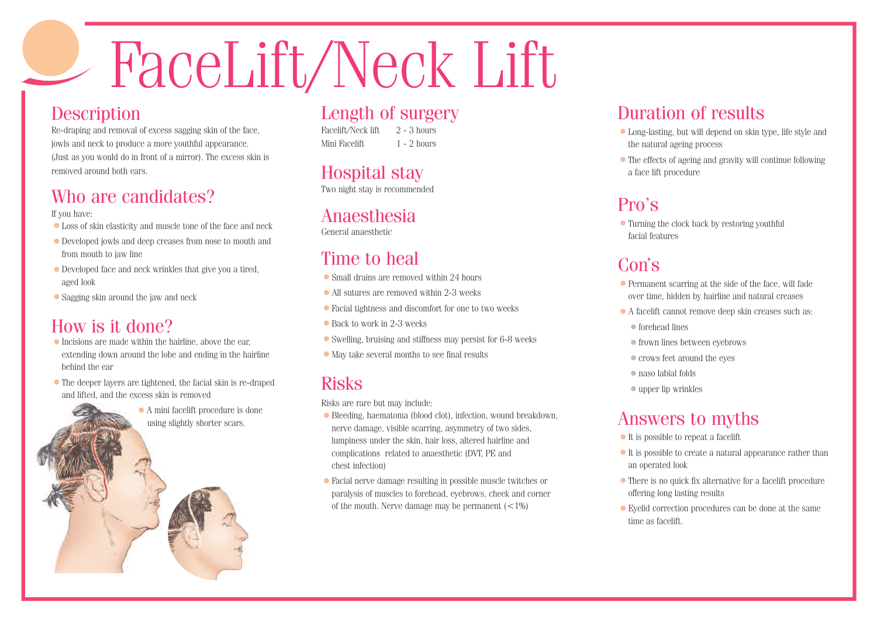# FaceLift/Neck Lift

## Description

Re-draping and removal of excess sagging skin of the face, jowls and neck to produce a more youthful appearance. (Just as you would do in front of a mirror). The excess skin is removed around both ears.

## Who are candidates?

If you have:

- Loss of skin elasticity and muscle tone of the face and neck
- Developed jowls and deep creases from nose to mouth and from mouth to jaw line
- Developed face and neck wrinkles that give you a tired, aged look
- Sagging skin around the jaw and neck

## How is it done?

- Incisions are made within the hairline, above the ear, extending down around the lobe and ending in the hairline behind the ear
- The deeper layers are tightened, the facial skin is re-draped and lifted, and the excess skin is removed
- A mini facelift procedure is done using slightly shorter scars.

## Length of surgery

| | |
|---|---|
| Facelift/Neck lift | 2 - 3 hours |
| Mini Facelift | 1 - 2 hours |

## Hospital stay

Two night stay is recommended

## Anaesthesia

General anaesthetic

## Time to heal

- Small drains are removed within 24 hours
- All sutures are removed within 2-3 weeks
- Facial tightness and discomfort for one to two weeks
- Back to work in 2-3 weeks
- Swelling, bruising and stiffness may persist for 6-8 weeks
- May take several months to see final results

## Risks

Risks are rare but may include:

- Bleeding, haematoma (blood clot), infection, wound breakdown, nerve damage, visible scarring, asymmetry of two sides, lumpiness under the skin, hair loss, altered hairline and complications related to anaesthetic (DVT, PE and chest infection)
- Facial nerve damage resulting in possible muscle twitches or paralysis of muscles to forehead, eyebrows, cheek and corner of the mouth. Nerve damage may be permanent (<1%)

## Duration of results

- Long-lasting, but will depend on skin type, life style and the natural ageing process
- The effects of ageing and gravity will continue following a face lift procedure

## Pro's

- Turning the clock back by restoring youthful facial features

## Con's

- Permanent scarring at the side of the face, will fade over time, hidden by hairline and natural creases
- A facelift cannot remove deep skin creases such as:
  - forehead lines
  - frown lines between eyebrows
  - crows feet around the eyes
  - naso labial folds
  - upper lip wrinkles

## Answers to myths

- It is possible to repeat a facelift
- It is possible to create a natural appearance rather than an operated look
- There is no quick fix alternative for a facelift procedure offering long lasting results
- Eyelid correction procedures can be done at the same time as facelift.